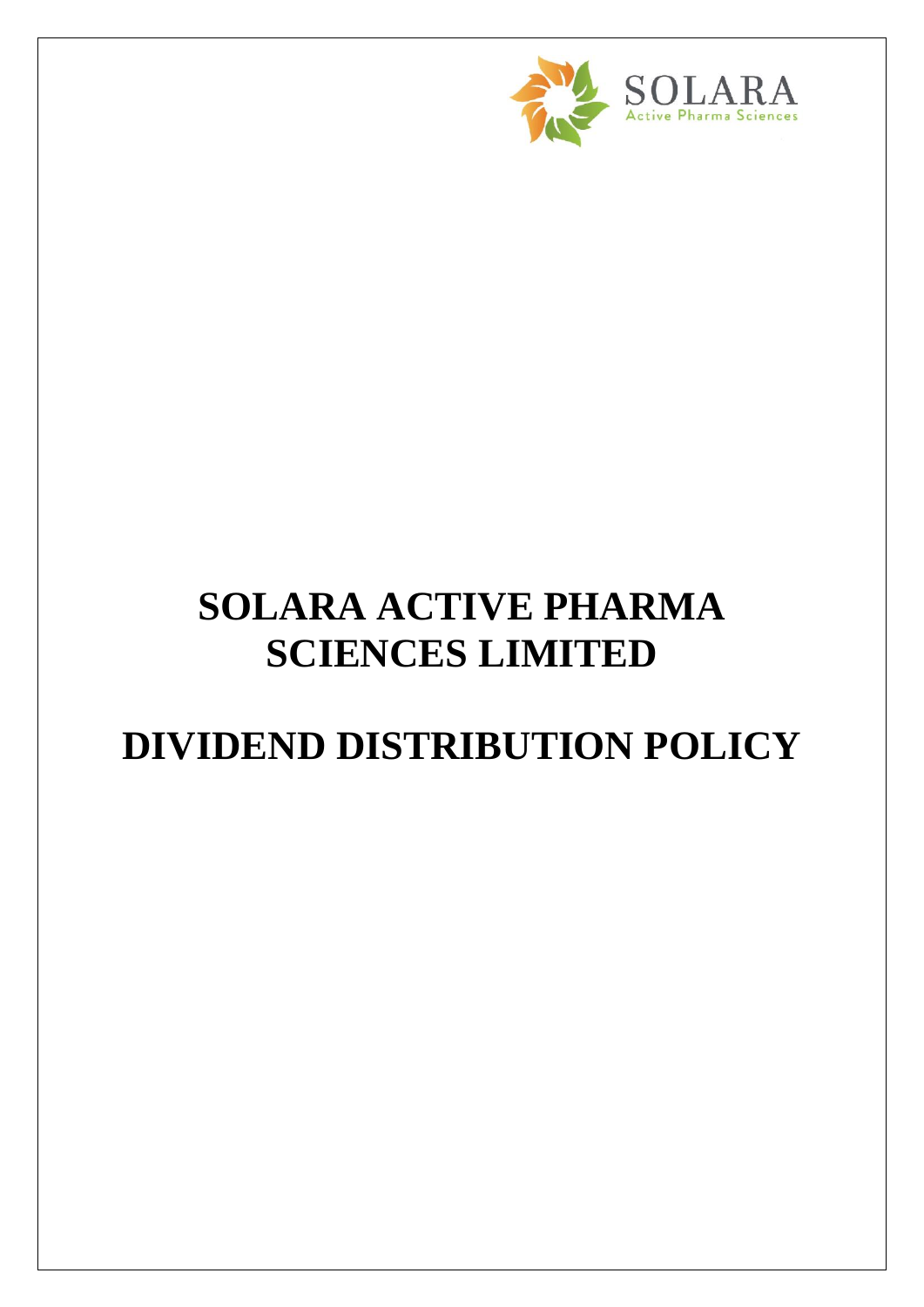SOLARA
Active Pharma Sciences

# SOLARA ACTIVE PHARMA SCIENCES LIMITED

# DIVIDEND DISTRIBUTION POLICY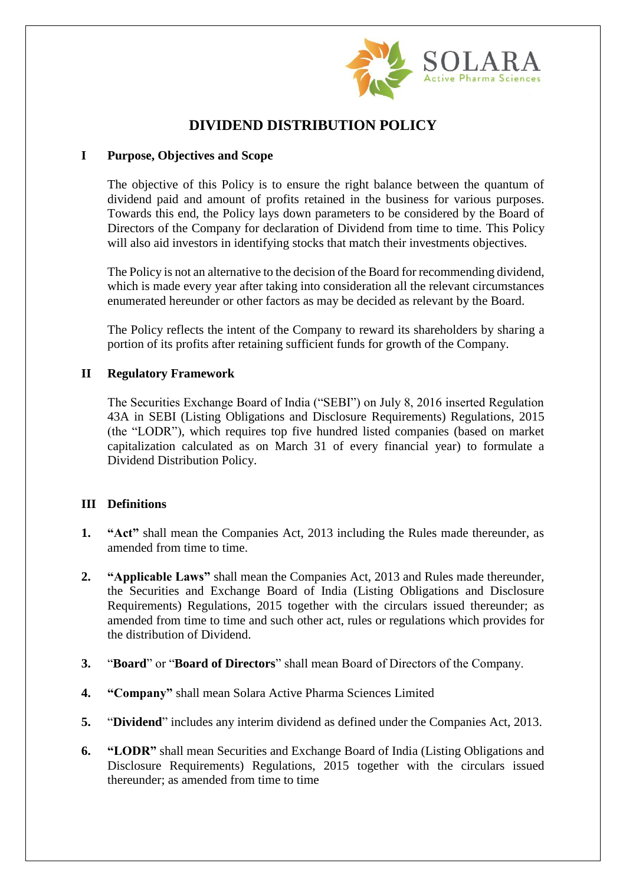# DIVIDEND DISTRIBUTION POLICY

## I Purpose, Objectives and Scope

The objective of this Policy is to ensure the right balance between the quantum of dividend paid and amount of profits retained in the business for various purposes. Towards this end, the Policy lays down parameters to be considered by the Board of Directors of the Company for declaration of Dividend from time to time. This Policy will also aid investors in identifying stocks that match their investments objectives.

The Policy is not an alternative to the decision of the Board for recommending dividend, which is made every year after taking into consideration all the relevant circumstances enumerated hereunder or other factors as may be decided as relevant by the Board.

The Policy reflects the intent of the Company to reward its shareholders by sharing a portion of its profits after retaining sufficient funds for growth of the Company.

## II Regulatory Framework

The Securities Exchange Board of India ("SEBI") on July 8, 2016 inserted Regulation 43A in SEBI (Listing Obligations and Disclosure Requirements) Regulations, 2015 (the "LODR"), which requires top five hundred listed companies (based on market capitalization calculated as on March 31 of every financial year) to formulate a Dividend Distribution Policy.

## III Definitions

1. **"Act"** shall mean the Companies Act, 2013 including the Rules made thereunder, as amended from time to time.

2. **"Applicable Laws"** shall mean the Companies Act, 2013 and Rules made thereunder, the Securities and Exchange Board of India (Listing Obligations and Disclosure Requirements) Regulations, 2015 together with the circulars issued thereunder; as amended from time to time and such other act, rules or regulations which provides for the distribution of Dividend.

3. "**Board**" or "**Board of Directors**" shall mean Board of Directors of the Company.

4. **"Company"** shall mean Solara Active Pharma Sciences Limited

5. "**Dividend**" includes any interim dividend as defined under the Companies Act, 2013.

6. **"LODR"** shall mean Securities and Exchange Board of India (Listing Obligations and Disclosure Requirements) Regulations, 2015 together with the circulars issued thereunder; as amended from time to time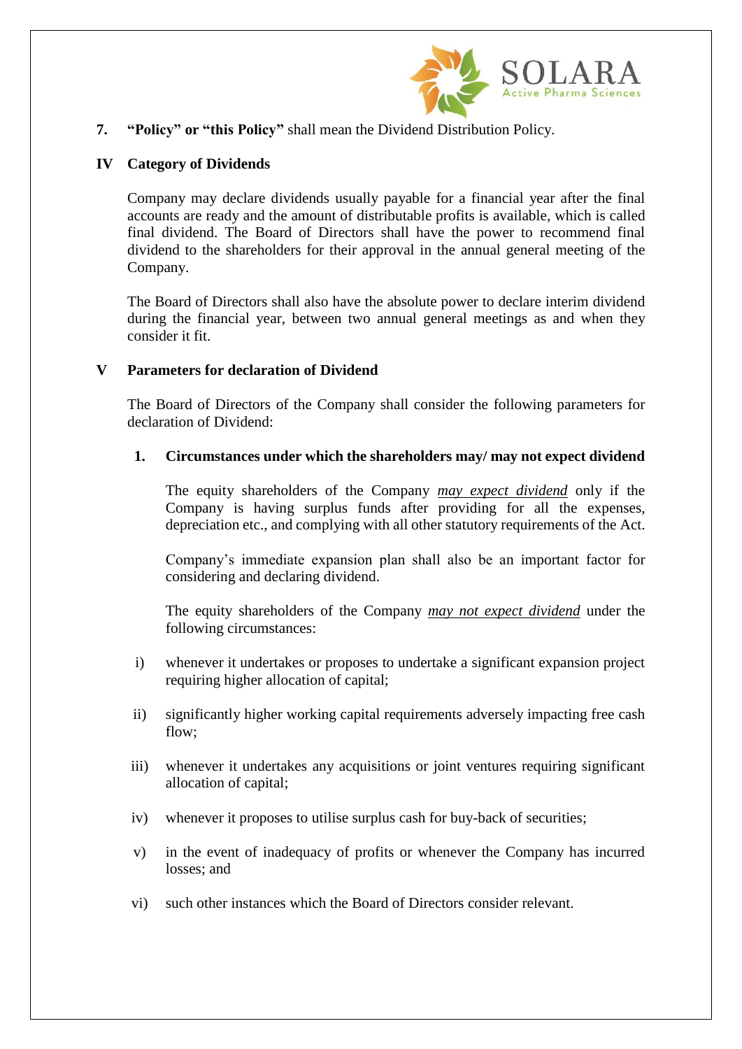7. **"Policy" or "this Policy"** shall mean the Dividend Distribution Policy.

## IV Category of Dividends

Company may declare dividends usually payable for a financial year after the final accounts are ready and the amount of distributable profits is available, which is called final dividend. The Board of Directors shall have the power to recommend final dividend to the shareholders for their approval in the annual general meeting of the Company.

The Board of Directors shall also have the absolute power to declare interim dividend during the financial year, between two annual general meetings as and when they consider it fit.

## V Parameters for declaration of Dividend

The Board of Directors of the Company shall consider the following parameters for declaration of Dividend:

### 1. Circumstances under which the shareholders may/ may not expect dividend

The equity shareholders of the Company <u>*may expect dividend*</u> only if the Company is having surplus funds after providing for all the expenses, depreciation etc., and complying with all other statutory requirements of the Act.

Company's immediate expansion plan shall also be an important factor for considering and declaring dividend.

The equity shareholders of the Company <u>*may not expect dividend*</u> under the following circumstances:

i) whenever it undertakes or proposes to undertake a significant expansion project requiring higher allocation of capital;

ii) significantly higher working capital requirements adversely impacting free cash flow;

iii) whenever it undertakes any acquisitions or joint ventures requiring significant allocation of capital;

iv) whenever it proposes to utilise surplus cash for buy-back of securities;

v) in the event of inadequacy of profits or whenever the Company has incurred losses; and

vi) such other instances which the Board of Directors consider relevant.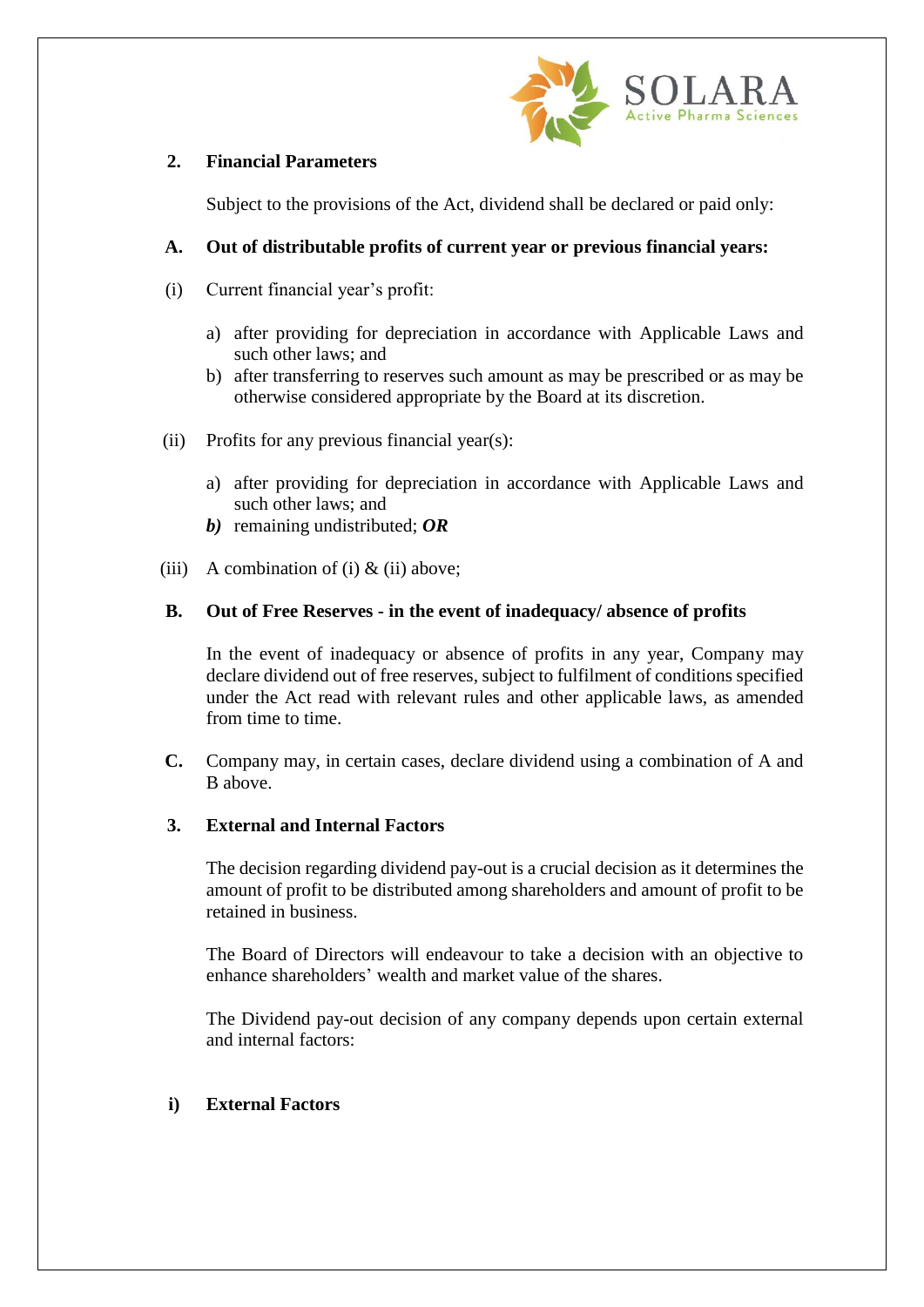## 2. Financial Parameters

Subject to the provisions of the Act, dividend shall be declared or paid only:

### A. Out of distributable profits of current year or previous financial years:

(i) Current financial year's profit:

a) after providing for depreciation in accordance with Applicable Laws and such other laws; and
b) after transferring to reserves such amount as may be prescribed or as may be otherwise considered appropriate by the Board at its discretion.

(ii) Profits for any previous financial year(s):

a) after providing for depreciation in accordance with Applicable Laws and such other laws; and
***b)*** remaining undistributed; ***OR***

(iii) A combination of (i) & (ii) above;

### B. Out of Free Reserves - in the event of inadequacy/ absence of profits

In the event of inadequacy or absence of profits in any year, Company may declare dividend out of free reserves, subject to fulfilment of conditions specified under the Act read with relevant rules and other applicable laws, as amended from time to time.

**C.** Company may, in certain cases, declare dividend using a combination of A and B above.

## 3. External and Internal Factors

The decision regarding dividend pay-out is a crucial decision as it determines the amount of profit to be distributed among shareholders and amount of profit to be retained in business.

The Board of Directors will endeavour to take a decision with an objective to enhance shareholders' wealth and market value of the shares.

The Dividend pay-out decision of any company depends upon certain external and internal factors:

### i) External Factors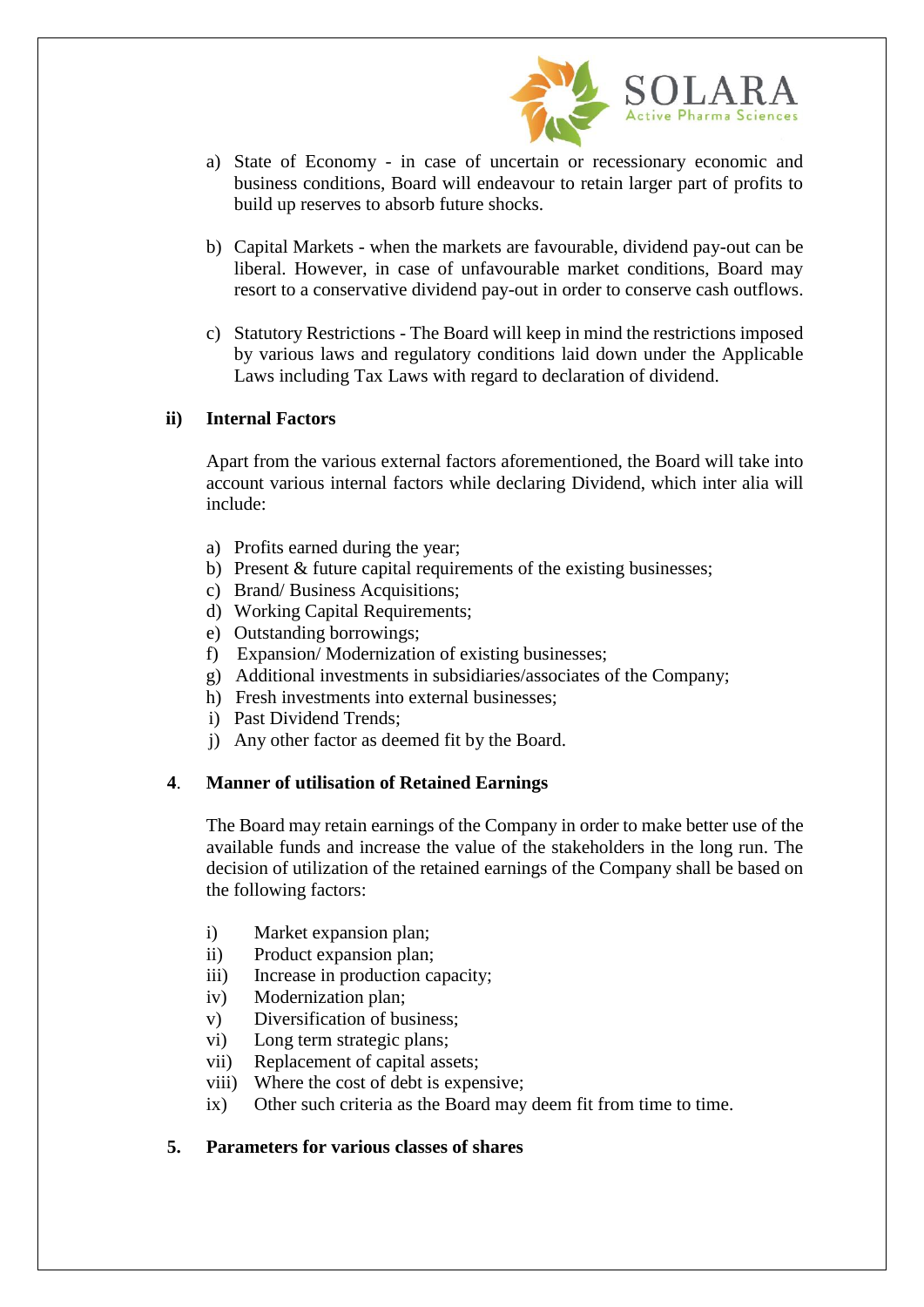a) State of Economy - in case of uncertain or recessionary economic and business conditions, Board will endeavour to retain larger part of profits to build up reserves to absorb future shocks.

b) Capital Markets - when the markets are favourable, dividend pay-out can be liberal. However, in case of unfavourable market conditions, Board may resort to a conservative dividend pay-out in order to conserve cash outflows.

c) Statutory Restrictions - The Board will keep in mind the restrictions imposed by various laws and regulatory conditions laid down under the Applicable Laws including Tax Laws with regard to declaration of dividend.

**ii) Internal Factors**

Apart from the various external factors aforementioned, the Board will take into account various internal factors while declaring Dividend, which inter alia will include:

a) Profits earned during the year;
b) Present & future capital requirements of the existing businesses;
c) Brand/ Business Acquisitions;
d) Working Capital Requirements;
e) Outstanding borrowings;
f) Expansion/ Modernization of existing businesses;
g) Additional investments in subsidiaries/associates of the Company;
h) Fresh investments into external businesses;
i) Past Dividend Trends;
j) Any other factor as deemed fit by the Board.

**4. Manner of utilisation of Retained Earnings**

The Board may retain earnings of the Company in order to make better use of the available funds and increase the value of the stakeholders in the long run. The decision of utilization of the retained earnings of the Company shall be based on the following factors:

i) Market expansion plan;
ii) Product expansion plan;
iii) Increase in production capacity;
iv) Modernization plan;
v) Diversification of business;
vi) Long term strategic plans;
vii) Replacement of capital assets;
viii) Where the cost of debt is expensive;
ix) Other such criteria as the Board may deem fit from time to time.

**5. Parameters for various classes of shares**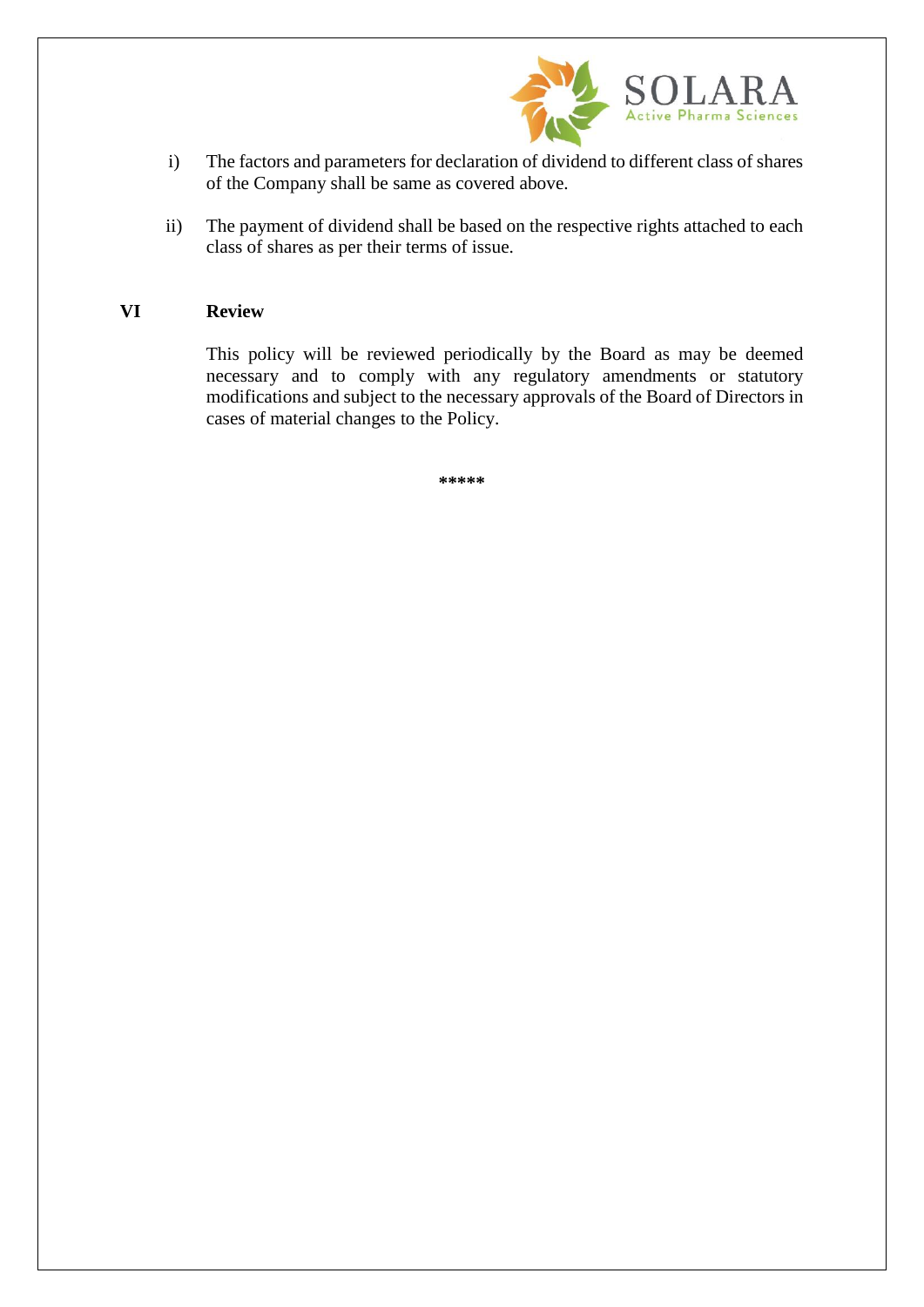i) The factors and parameters for declaration of dividend to different class of shares of the Company shall be same as covered above.

ii) The payment of dividend shall be based on the respective rights attached to each class of shares as per their terms of issue.

## VI Review

This policy will be reviewed periodically by the Board as may be deemed necessary and to comply with any regulatory amendments or statutory modifications and subject to the necessary approvals of the Board of Directors in cases of material changes to the Policy.

*****